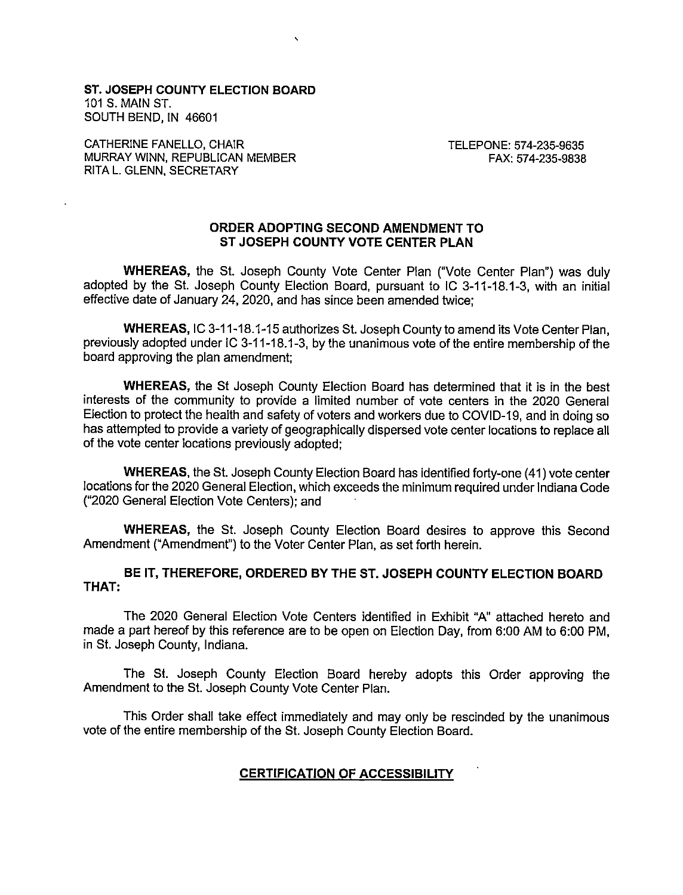**ST. JOSEPH COUNTY ELECTION BOARD**
101 S. MAIN ST.
SOUTH BEND, IN 46601

CATHERINE FANELLO, CHAIR
MURRAY WINN, REPUBLICAN MEMBER
RITA L. GLENN, SECRETARY

TELEPONE: 574-235-9635
FAX: 574-235-9838

## ORDER ADOPTING SECOND AMENDMENT TO ST JOSEPH COUNTY VOTE CENTER PLAN

**WHEREAS,** the St. Joseph County Vote Center Plan ("Vote Center Plan") was duly adopted by the St. Joseph County Election Board, pursuant to IC 3-11-18.1-3, with an initial effective date of January 24, 2020, and has since been amended twice;

**WHEREAS,** IC 3-11-18.1-15 authorizes St. Joseph County to amend its Vote Center Plan, previously adopted under IC 3-11-18.1-3, by the unanimous vote of the entire membership of the board approving the plan amendment;

**WHEREAS,** the St Joseph County Election Board has determined that it is in the best interests of the community to provide a limited number of vote centers in the 2020 General Election to protect the health and safety of voters and workers due to COVID-19, and in doing so has attempted to provide a variety of geographically dispersed vote center locations to replace all of the vote center locations previously adopted;

**WHEREAS,** the St. Joseph County Election Board has identified forty-one (41) vote center locations for the 2020 General Election, which exceeds the minimum required under Indiana Code ("2020 General Election Vote Centers); and

**WHEREAS,** the St. Joseph County Election Board desires to approve this Second Amendment ("Amendment") to the Voter Center Plan, as set forth herein.

**BE IT, THEREFORE, ORDERED BY THE ST. JOSEPH COUNTY ELECTION BOARD THAT:**

The 2020 General Election Vote Centers identified in Exhibit "A" attached hereto and made a part hereof by this reference are to be open on Election Day, from 6:00 AM to 6:00 PM, in St. Joseph County, Indiana.

The St. Joseph County Election Board hereby adopts this Order approving the Amendment to the St. Joseph County Vote Center Plan.

This Order shall take effect immediately and may only be rescinded by the unanimous vote of the entire membership of the St. Joseph County Election Board.

## CERTIFICATION OF ACCESSIBILITY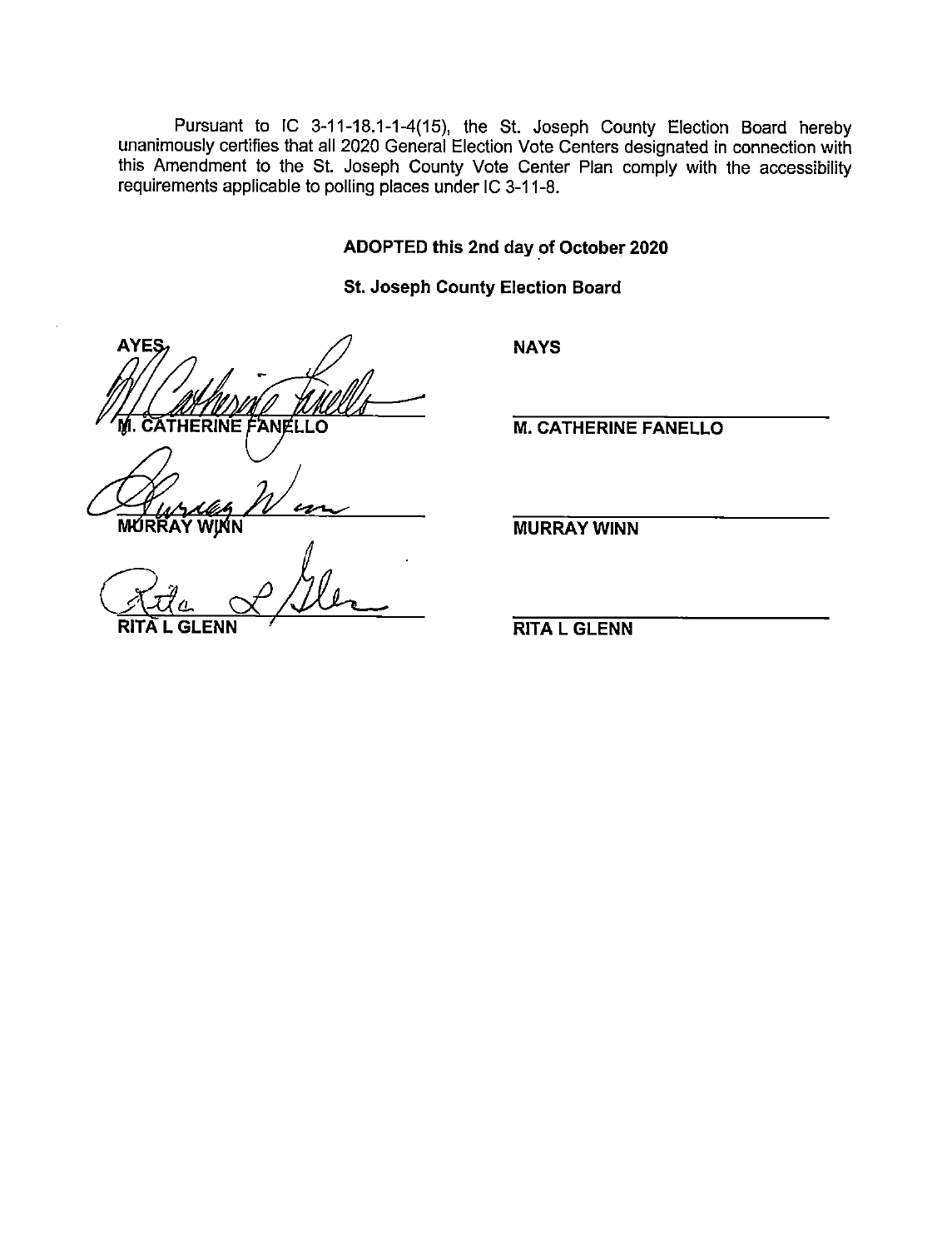Pursuant to IC 3-11-18.1-1-4(15), the St. Joseph County Election Board hereby unanimously certifies that all 2020 General Election Vote Centers designated in connection with this Amendment to the St. Joseph County Vote Center Plan comply with the accessibility requirements applicable to polling places under IC 3-11-8.

**ADOPTED this 2nd day of October 2020**

**St. Joseph County Election Board**

| AYES | NAYS |
| --- | --- |
| M. CATHERINE FANELLO | M. CATHERINE FANELLO |
| MURRAY WINN | MURRAY WINN |
| RITA L GLENN | RITA L GLENN |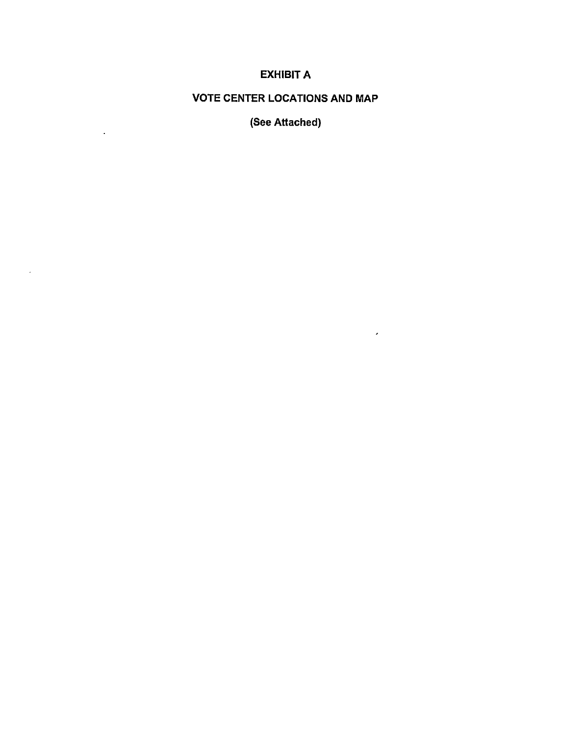# EXHIBIT A

## VOTE CENTER LOCATIONS AND MAP

(See Attached)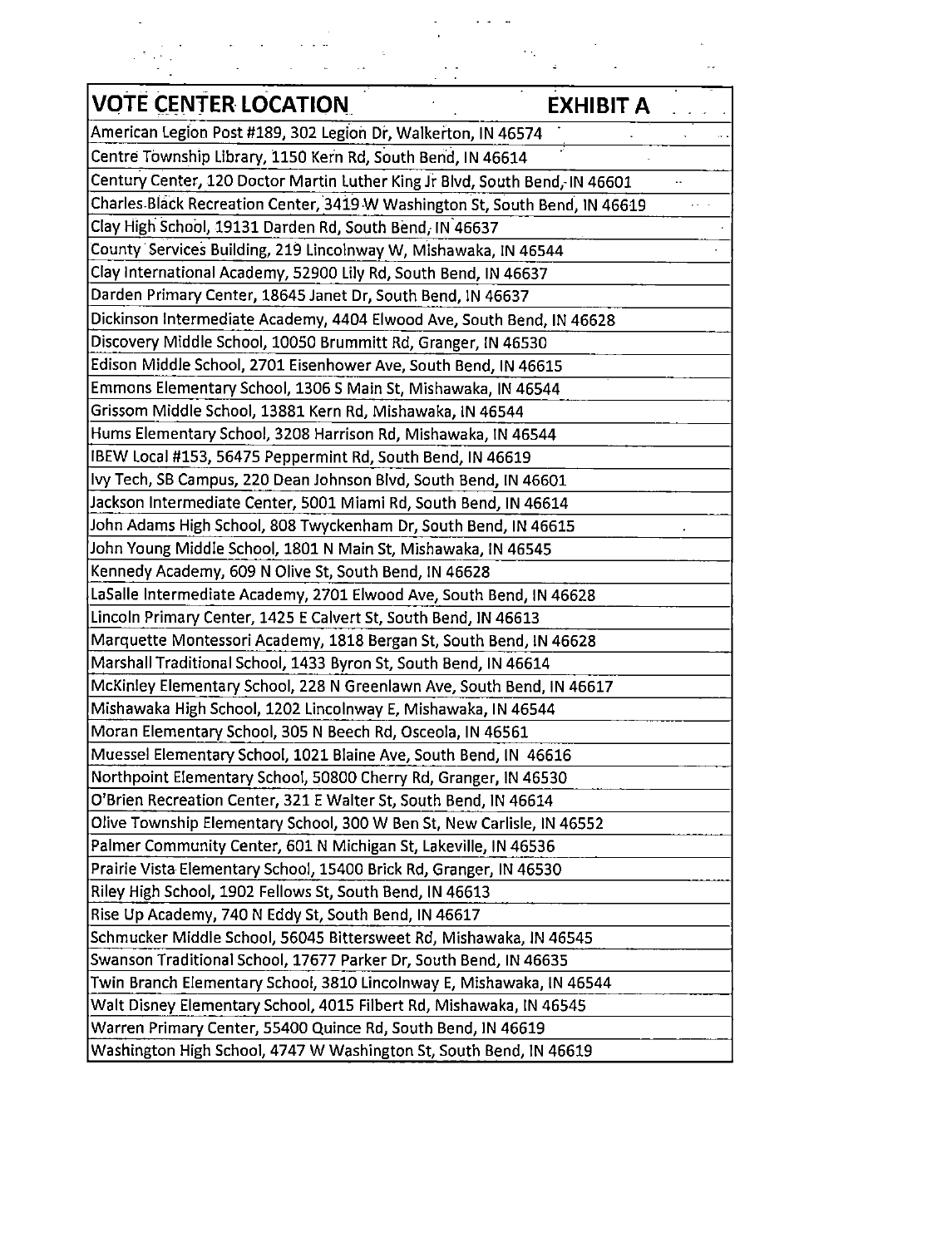| VOTE CENTER LOCATION EXHIBIT A |
|---|
| American Legion Post #189, 302 Legion Dr, Walkerton, IN 46574 |
| Centre Township Library, 1150 Kern Rd, South Bend, IN 46614 |
| Century Center, 120 Doctor Martin Luther King Jr Blvd, South Bend, IN 46601 |
| Charles Black Recreation Center, 3419 W Washington St, South Bend, IN 46619 |
| Clay High School, 19131 Darden Rd, South Bend, IN 46637 |
| County Services Building, 219 Lincolnway W, Mishawaka, IN 46544 |
| Clay International Academy, 52900 Lily Rd, South Bend, IN 46637 |
| Darden Primary Center, 18645 Janet Dr, South Bend, IN 46637 |
| Dickinson Intermediate Academy, 4404 Elwood Ave, South Bend, IN 46628 |
| Discovery Middle School, 10050 Brummitt Rd, Granger, IN 46530 |
| Edison Middle School, 2701 Eisenhower Ave, South Bend, IN 46615 |
| Emmons Elementary School, 1306 S Main St, Mishawaka, IN 46544 |
| Grissom Middle School, 13881 Kern Rd, Mishawaka, IN 46544 |
| Hums Elementary School, 3208 Harrison Rd, Mishawaka, IN 46544 |
| IBEW Local #153, 56475 Peppermint Rd, South Bend, IN 46619 |
| Ivy Tech, SB Campus, 220 Dean Johnson Blvd, South Bend, IN 46601 |
| Jackson Intermediate Center, 5001 Miami Rd, South Bend, IN 46614 |
| John Adams High School, 808 Twyckenham Dr, South Bend, IN 46615 |
| John Young Middle School, 1801 N Main St, Mishawaka, IN 46545 |
| Kennedy Academy, 609 N Olive St, South Bend, IN 46628 |
| LaSalle Intermediate Academy, 2701 Elwood Ave, South Bend, IN 46628 |
| Lincoln Primary Center, 1425 E Calvert St, South Bend, IN 46613 |
| Marquette Montessori Academy, 1818 Bergan St, South Bend, IN 46628 |
| Marshall Traditional School, 1433 Byron St, South Bend, IN 46614 |
| McKinley Elementary School, 228 N Greenlawn Ave, South Bend, IN 46617 |
| Mishawaka High School, 1202 Lincolnway E, Mishawaka, IN 46544 |
| Moran Elementary School, 305 N Beech Rd, Osceola, IN 46561 |
| Muessel Elementary School, 1021 Blaine Ave, South Bend, IN 46616 |
| Northpoint Elementary School, 50800 Cherry Rd, Granger, IN 46530 |
| O'Brien Recreation Center, 321 E Walter St, South Bend, IN 46614 |
| Olive Township Elementary School, 300 W Ben St, New Carlisle, IN 46552 |
| Palmer Community Center, 601 N Michigan St, Lakeville, IN 46536 |
| Prairie Vista Elementary School, 15400 Brick Rd, Granger, IN 46530 |
| Riley High School, 1902 Fellows St, South Bend, IN 46613 |
| Rise Up Academy, 740 N Eddy St, South Bend, IN 46617 |
| Schmucker Middle School, 56045 Bittersweet Rd, Mishawaka, IN 46545 |
| Swanson Traditional School, 17677 Parker Dr, South Bend, IN 46635 |
| Twin Branch Elementary School, 3810 Lincolnway E, Mishawaka, IN 46544 |
| Walt Disney Elementary School, 4015 Filbert Rd, Mishawaka, IN 46545 |
| Warren Primary Center, 55400 Quince Rd, South Bend, IN 46619 |
| Washington High School, 4747 W Washington St, South Bend, IN 46619 |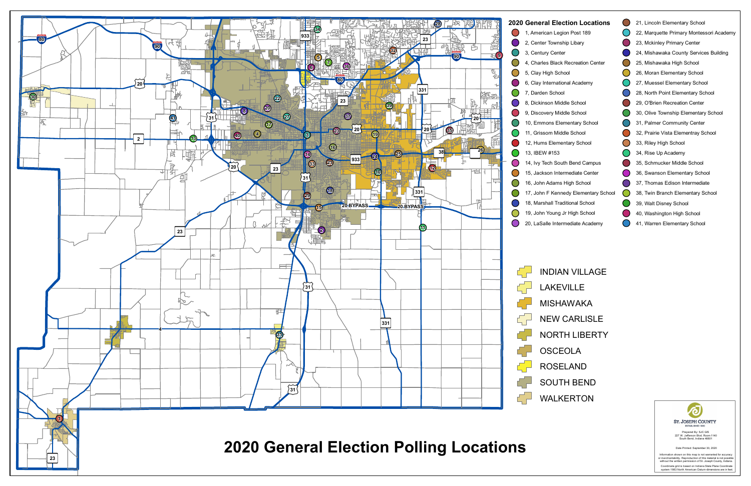# 2020 General Election Polling Locations

## 2020 General Election Locations

1, American Legion Post 189
2, Center Township Libary
3, Century Center
4, Charles Black Recreation Center
5, Clay High School
6, Clay International Academy
7, Darden School
8, Dickinson Middle School
9, Discovery Middle School
10, Emmons Elementary School
11, Grissom Middle School
12, Hums Elementary School
13, IBEW #153
14, Ivy Tech South Bend Campus
15, Jackson Intermediate Center
16, John Adams High School
17, John F Kennedy Elementary School
18, Marshall Traditional School
19, John Young Jr High School
20, LaSalle Intermediate Academy
21, Lincoln Elementary School
22, Marquette Primary Montessori Academy
23, Mckinley Primary Center
24, Mishawaka County Services Building
25, Mishawaka High School
26, Moran Elementary School
27, Muessel Elementary School
28, North Point Elementary School
29, O'Brien Recreation Center
30, Olive Township Elementary School
31, Palmer Community Center
32, Prairie Vista Elementray School
33, Riley High School
34, Rise Up Academy
35, Schmucker Middle School
36, Swanson Elementary School
37, Thomas Edison Intermediate
38, Twin Branch Elementary School
39, Walt Disney School
40, Washington High School
41, Warren Elementary School

INDIAN VILLAGE
LAKEVILLE
MISHAWAKA
NEW CARLISLE
NORTH LIBERTY
OSCEOLA
ROSELAND
SOUTH BEND
WALKERTON

ST. JOSEPH COUNTY
ESTABLISHED 1830

Prepared By: SJC GIS
227 W. Jefferson Blvd. Room 1140
South Bend, Indiana 46601

Date Printed: September 30, 2020

Information shown on this map is not warranted for accuracy or merchantability. Reproduction of this material is not possible without the written permission of St. Joseph County, Indiana.

Coordinate grid is based on Indiana State Plane Coordinate system 1983 North American Datum-dimensions are in feet.